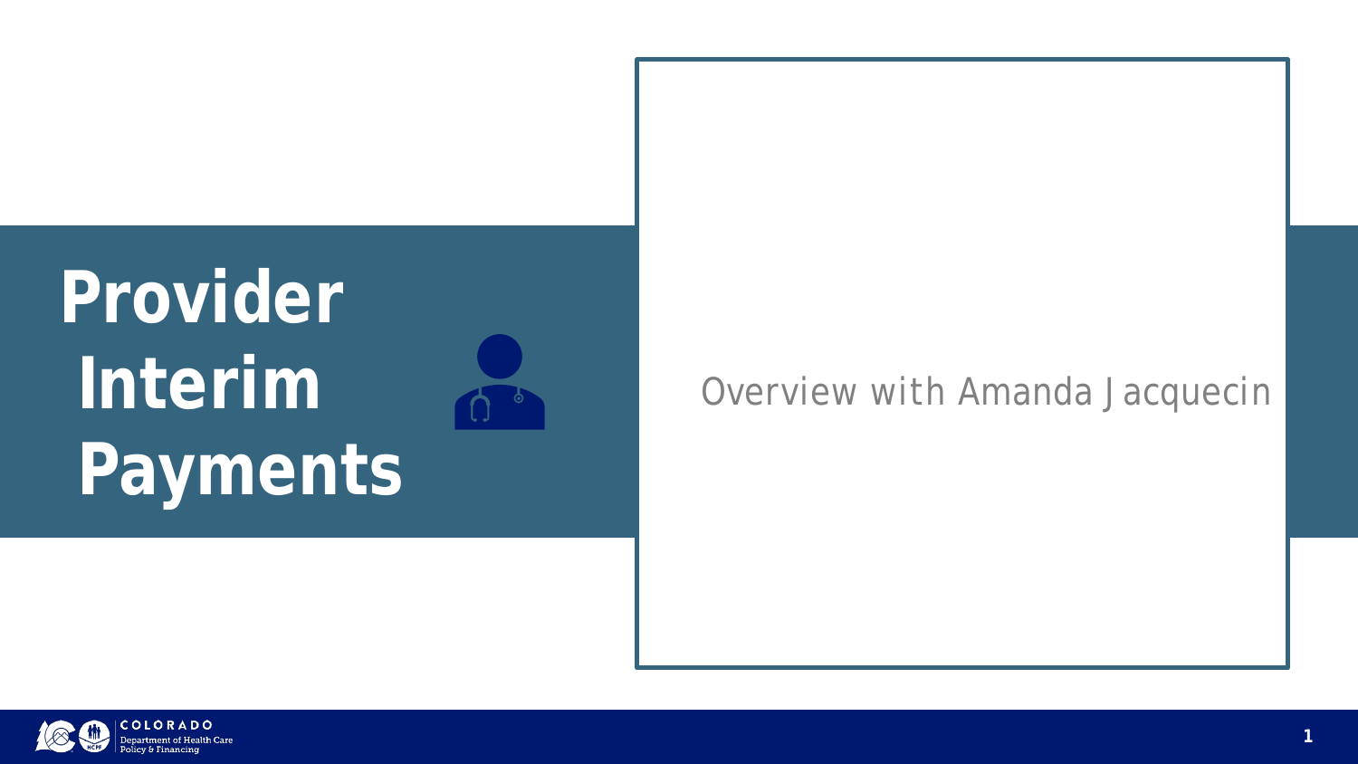# Provider Interim Payments

Overview with Amanda Jacquecin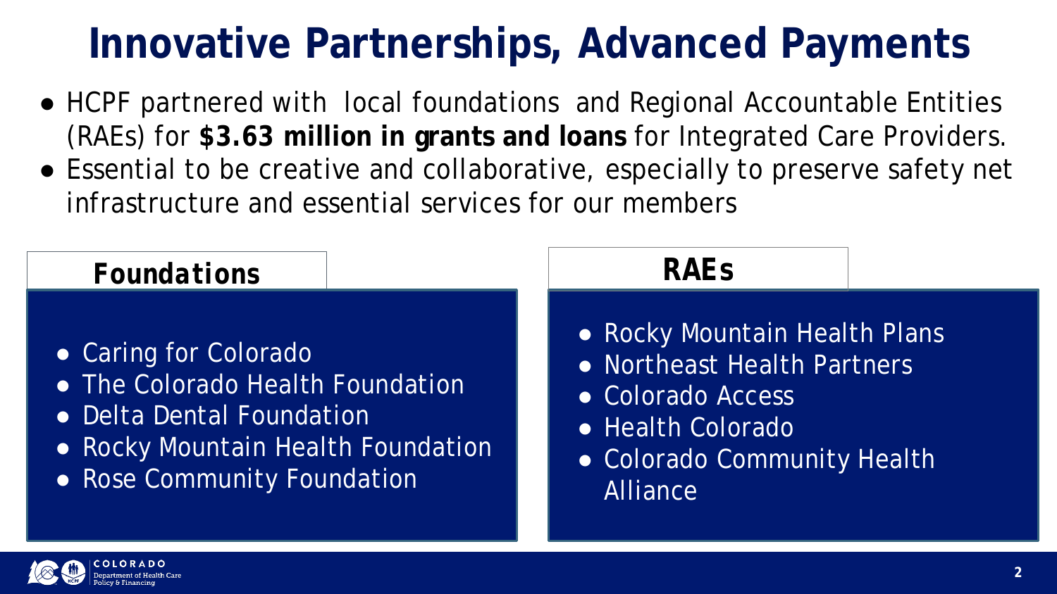# Innovative Partnerships, Advanced Payments

- HCPF partnered with local foundations and Regional Accountable Entities (RAEs) for **$3.63 million in grants and loans** for Integrated Care Providers.
- Essential to be creative and collaborative, especially to preserve safety net infrastructure and essential services for our members

## Foundations

- Caring for Colorado
- The Colorado Health Foundation
- Delta Dental Foundation
- Rocky Mountain Health Foundation
- Rose Community Foundation

## RAEs

- Rocky Mountain Health Plans
- Northeast Health Partners
- Colorado Access
- Health Colorado
- Colorado Community Health Alliance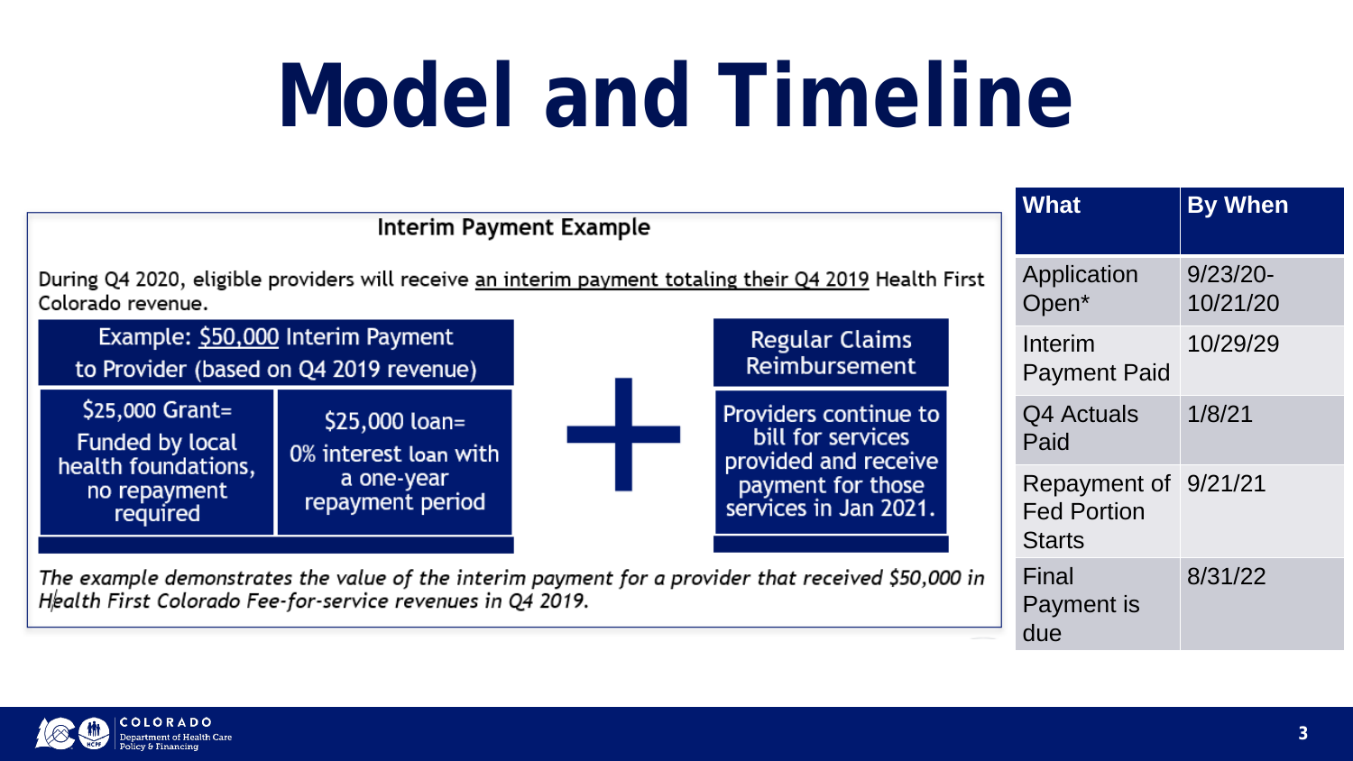# Model and Timeline

**Interim Payment Example**

During Q4 2020, eligible providers will receive an interim payment totaling their Q4 2019 Health First Colorado revenue.

**Example: $50,000 Interim Payment to Provider (based on Q4 2019 revenue)**

- $25,000 Grant= Funded by local health foundations, no repayment required
- $25,000 loan= 0% interest loan with a one-year repayment period

**+**

**Regular Claims Reimbursement**

Providers continue to bill for services provided and receive payment for those services in Jan 2021.

*The example demonstrates the value of the interim payment for a provider that received $50,000 in Health First Colorado Fee-for-service revenues in Q4 2019.*

| What | By When |
| --- | --- |
| Application Open* | 9/23/20-10/21/20 |
| Interim Payment Paid | 10/29/29 |
| Q4 Actuals Paid | 1/8/21 |
| Repayment of Fed Portion Starts | 9/21/21 |
| Final Payment is due | 8/31/22 |

COLORADO Department of Health Care Policy & Financing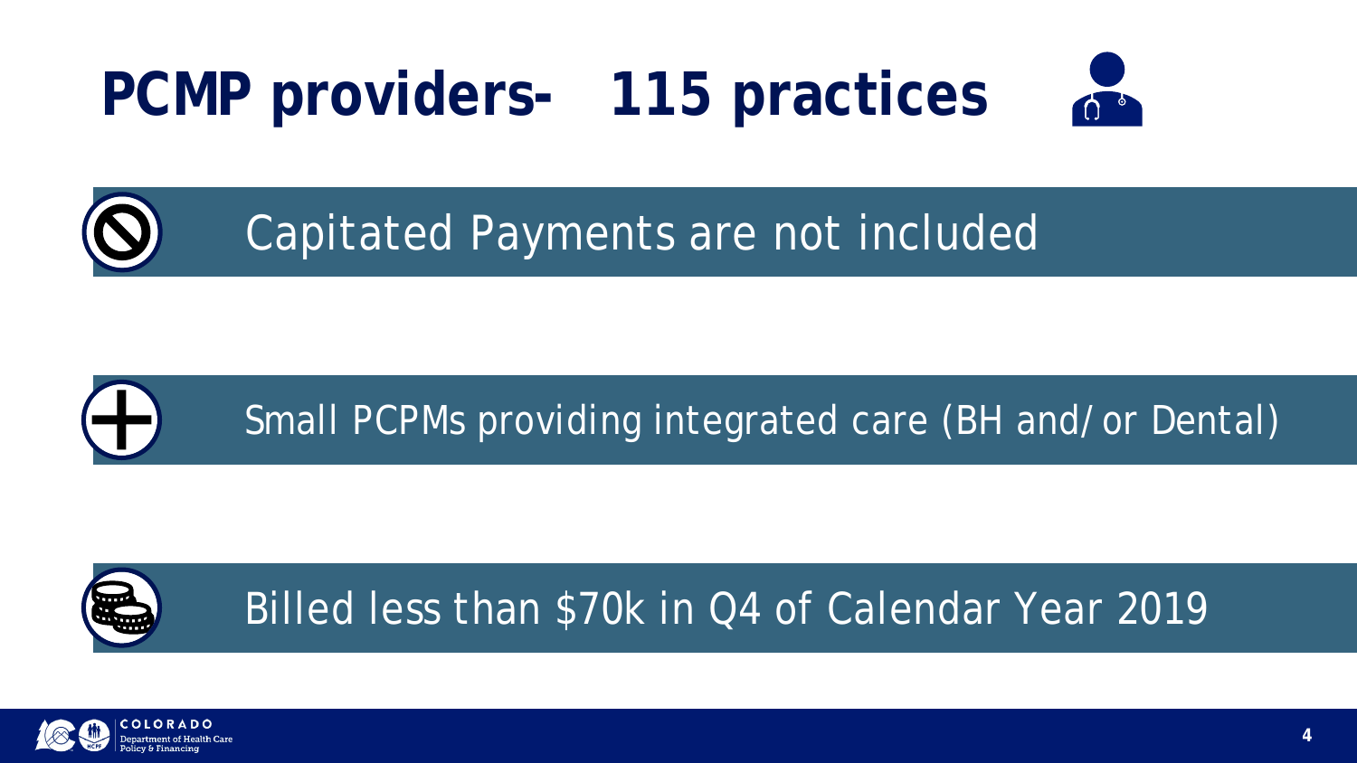# PCMP providers- 115 practices

- Capitated Payments are not included
- Small PCPMs providing integrated care (BH and/or Dental)
- Billed less than $70k in Q4 of Calendar Year 2019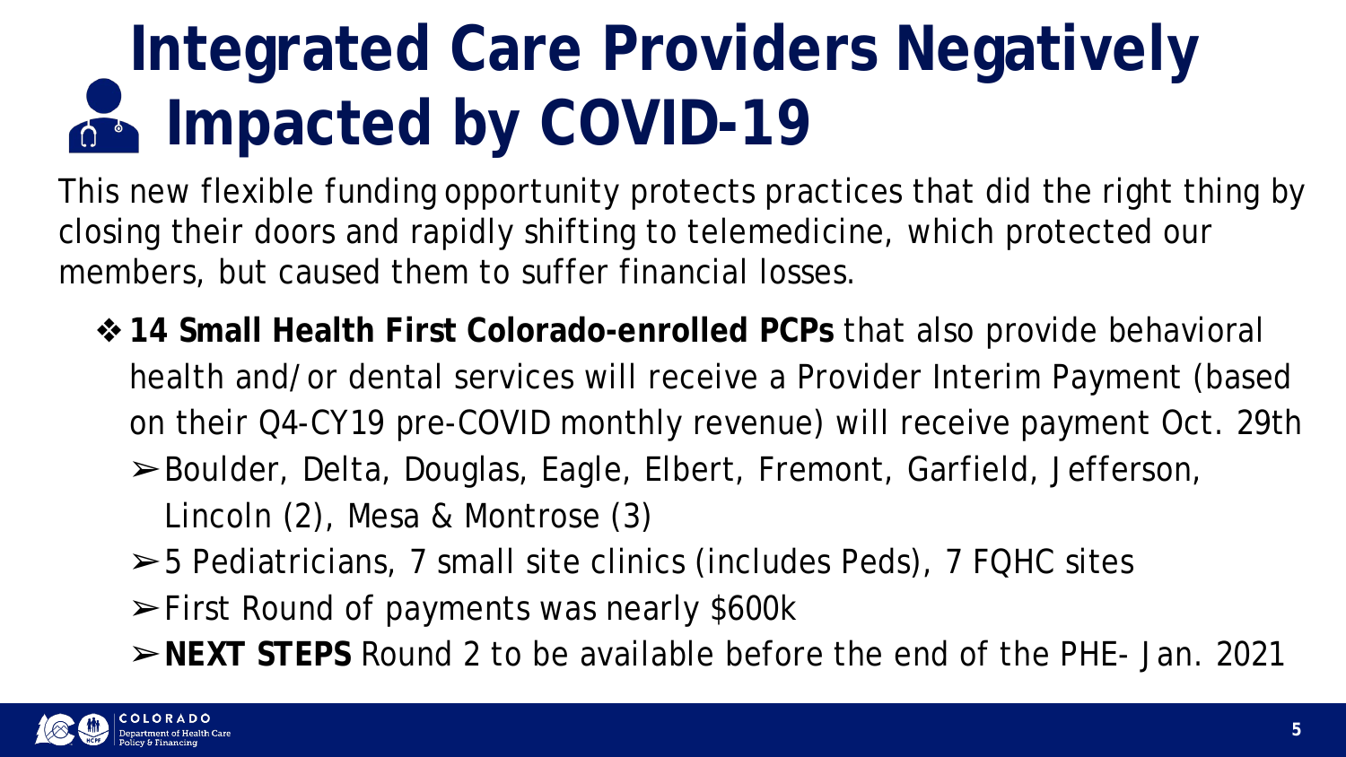# Integrated Care Providers Negatively Impacted by COVID-19

This new flexible funding opportunity protects practices that did the right thing by closing their doors and rapidly shifting to telemedicine, which protected our members, but caused them to suffer financial losses.

- **14 Small Health First Colorado-enrolled PCPs** that also provide behavioral health and/or dental services will receive a Provider Interim Payment (based on their Q4-CY19 pre-COVID monthly revenue) will receive payment Oct. 29th
  - Boulder, Delta, Douglas, Eagle, Elbert, Fremont, Garfield, Jefferson, Lincoln (2), Mesa & Montrose (3)
  - 5 Pediatricians, 7 small site clinics (includes Peds), 7 FQHC sites
  - First Round of payments was nearly $600k
  - **NEXT STEPS** Round 2 to be available before the end of the PHE- Jan. 2021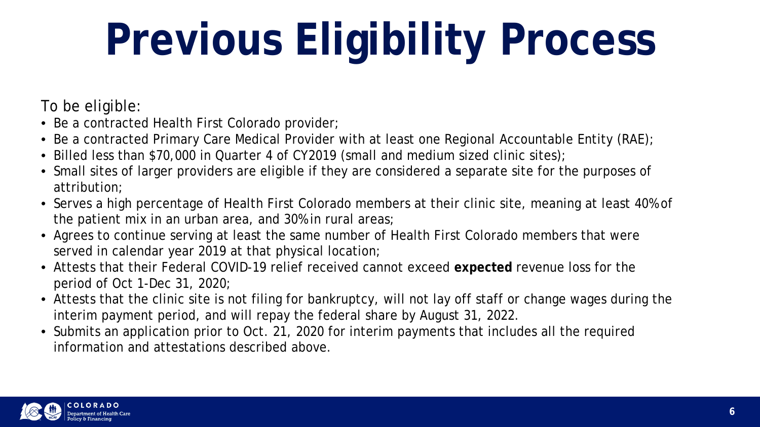# Previous Eligibility Process

To be eligible:

- Be a contracted Health First Colorado provider;
- Be a contracted Primary Care Medical Provider with at least one Regional Accountable Entity (RAE);
- Billed less than $70,000 in Quarter 4 of CY2019 (small and medium sized clinic sites);
- Small sites of larger providers are eligible if they are considered a separate site for the purposes of attribution;
- Serves a high percentage of Health First Colorado members at their clinic site, meaning at least 40% of the patient mix in an urban area, and 30% in rural areas;
- Agrees to continue serving at least the same number of Health First Colorado members that were served in calendar year 2019 at that physical location;
- Attests that their Federal COVID-19 relief received cannot exceed **expected** revenue loss for the period of Oct 1-Dec 31, 2020;
- Attests that the clinic site is not filing for bankruptcy, will not lay off staff or change wages during the interim payment period, and will repay the federal share by August 31, 2022.
- Submits an application prior to Oct. 21, 2020 for interim payments that includes all the required information and attestations described above.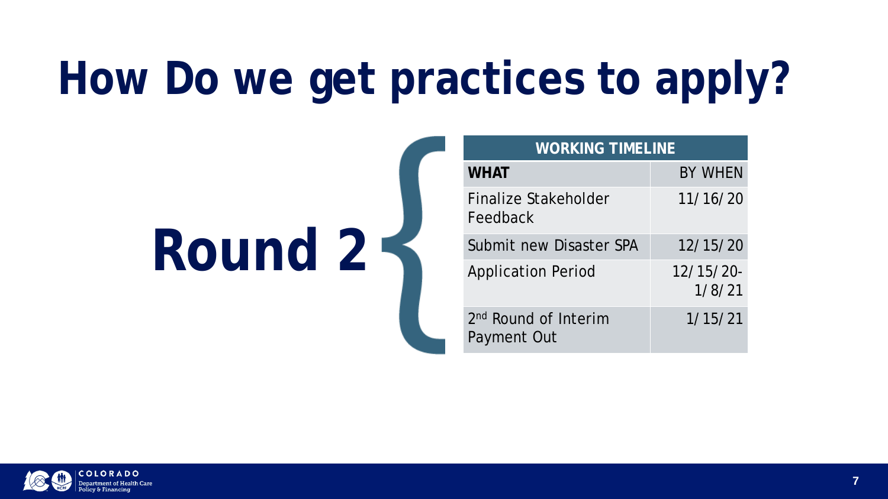# How Do we get practices to apply?

## Round 2

| WORKING TIMELINE | |
| --- | --- |
| **WHAT** | BY WHEN |
| Finalize Stakeholder Feedback | 11/16/20 |
| Submit new Disaster SPA | 12/15/20 |
| Application Period | 12/15/20-1/8/21 |
| 2nd Round of Interim Payment Out | 1/15/21 |